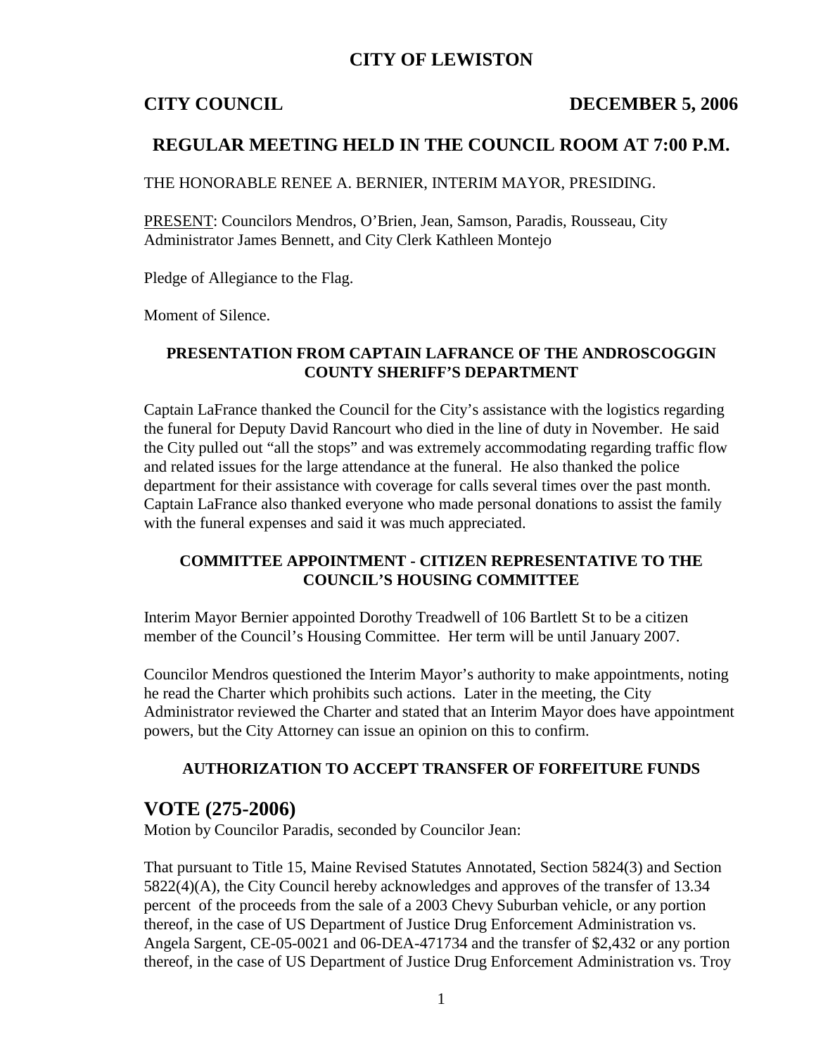# CITY OF LEWISTON

**CITY COUNCIL** **DECEMBER 5, 2006**

## REGULAR MEETING HELD IN THE COUNCIL ROOM AT 7:00 P.M.

THE HONORABLE RENEE A. BERNIER, INTERIM MAYOR, PRESIDING.

PRESENT: Councilors Mendros, O'Brien, Jean, Samson, Paradis, Rousseau, City Administrator James Bennett, and City Clerk Kathleen Montejo

Pledge of Allegiance to the Flag.

Moment of Silence.

### PRESENTATION FROM CAPTAIN LAFRANCE OF THE ANDROSCOGGIN COUNTY SHERIFF'S DEPARTMENT

Captain LaFrance thanked the Council for the City's assistance with the logistics regarding the funeral for Deputy David Rancourt who died in the line of duty in November. He said the City pulled out "all the stops" and was extremely accommodating regarding traffic flow and related issues for the large attendance at the funeral. He also thanked the police department for their assistance with coverage for calls several times over the past month. Captain LaFrance also thanked everyone who made personal donations to assist the family with the funeral expenses and said it was much appreciated.

### COMMITTEE APPOINTMENT - CITIZEN REPRESENTATIVE TO THE COUNCIL'S HOUSING COMMITTEE

Interim Mayor Bernier appointed Dorothy Treadwell of 106 Bartlett St to be a citizen member of the Council's Housing Committee. Her term will be until January 2007.

Councilor Mendros questioned the Interim Mayor's authority to make appointments, noting he read the Charter which prohibits such actions. Later in the meeting, the City Administrator reviewed the Charter and stated that an Interim Mayor does have appointment powers, but the City Attorney can issue an opinion on this to confirm.

### AUTHORIZATION TO ACCEPT TRANSFER OF FORFEITURE FUNDS

## VOTE (275-2006)

Motion by Councilor Paradis, seconded by Councilor Jean:

That pursuant to Title 15, Maine Revised Statutes Annotated, Section 5824(3) and Section 5822(4)(A), the City Council hereby acknowledges and approves of the transfer of 13.34 percent of the proceeds from the sale of a 2003 Chevy Suburban vehicle, or any portion thereof, in the case of US Department of Justice Drug Enforcement Administration vs. Angela Sargent, CE-05-0021 and 06-DEA-471734 and the transfer of $2,432 or any portion thereof, in the case of US Department of Justice Drug Enforcement Administration vs. Troy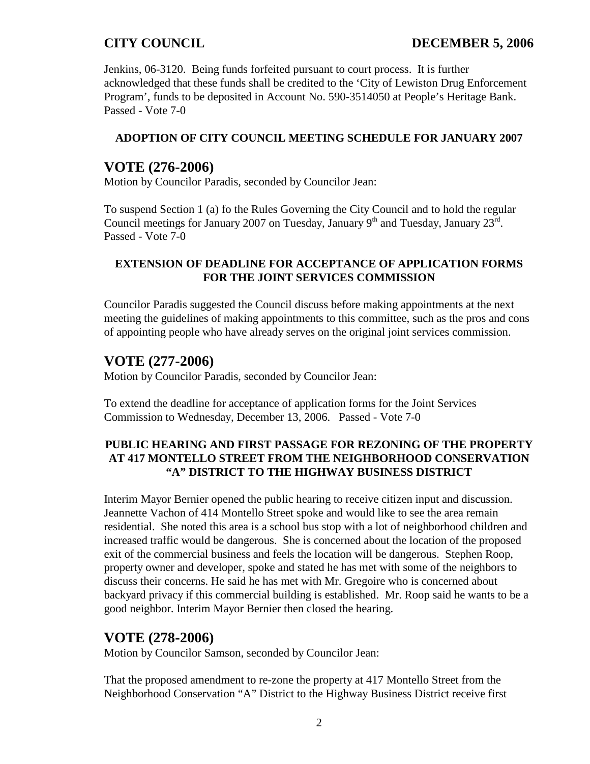Jenkins, 06-3120. Being funds forfeited pursuant to court process. It is further acknowledged that these funds shall be credited to the 'City of Lewiston Drug Enforcement Program', funds to be deposited in Account No. 590-3514050 at People's Heritage Bank. Passed - Vote 7-0

#### ADOPTION OF CITY COUNCIL MEETING SCHEDULE FOR JANUARY 2007

## VOTE (276-2006)

Motion by Councilor Paradis, seconded by Councilor Jean:

To suspend Section 1 (a) fo the Rules Governing the City Council and to hold the regular Council meetings for January 2007 on Tuesday, January 9th and Tuesday, January 23rd. Passed - Vote 7-0

#### EXTENSION OF DEADLINE FOR ACCEPTANCE OF APPLICATION FORMS FOR THE JOINT SERVICES COMMISSION

Councilor Paradis suggested the Council discuss before making appointments at the next meeting the guidelines of making appointments to this committee, such as the pros and cons of appointing people who have already serves on the original joint services commission.

## VOTE (277-2006)

Motion by Councilor Paradis, seconded by Councilor Jean:

To extend the deadline for acceptance of application forms for the Joint Services Commission to Wednesday, December 13, 2006. Passed - Vote 7-0

#### PUBLIC HEARING AND FIRST PASSAGE FOR REZONING OF THE PROPERTY AT 417 MONTELLO STREET FROM THE NEIGHBORHOOD CONSERVATION "A" DISTRICT TO THE HIGHWAY BUSINESS DISTRICT

Interim Mayor Bernier opened the public hearing to receive citizen input and discussion. Jeannette Vachon of 414 Montello Street spoke and would like to see the area remain residential. She noted this area is a school bus stop with a lot of neighborhood children and increased traffic would be dangerous. She is concerned about the location of the proposed exit of the commercial business and feels the location will be dangerous. Stephen Roop, property owner and developer, spoke and stated he has met with some of the neighbors to discuss their concerns. He said he has met with Mr. Gregoire who is concerned about backyard privacy if this commercial building is established. Mr. Roop said he wants to be a good neighbor. Interim Mayor Bernier then closed the hearing.

## VOTE (278-2006)

Motion by Councilor Samson, seconded by Councilor Jean:

That the proposed amendment to re-zone the property at 417 Montello Street from the Neighborhood Conservation "A" District to the Highway Business District receive first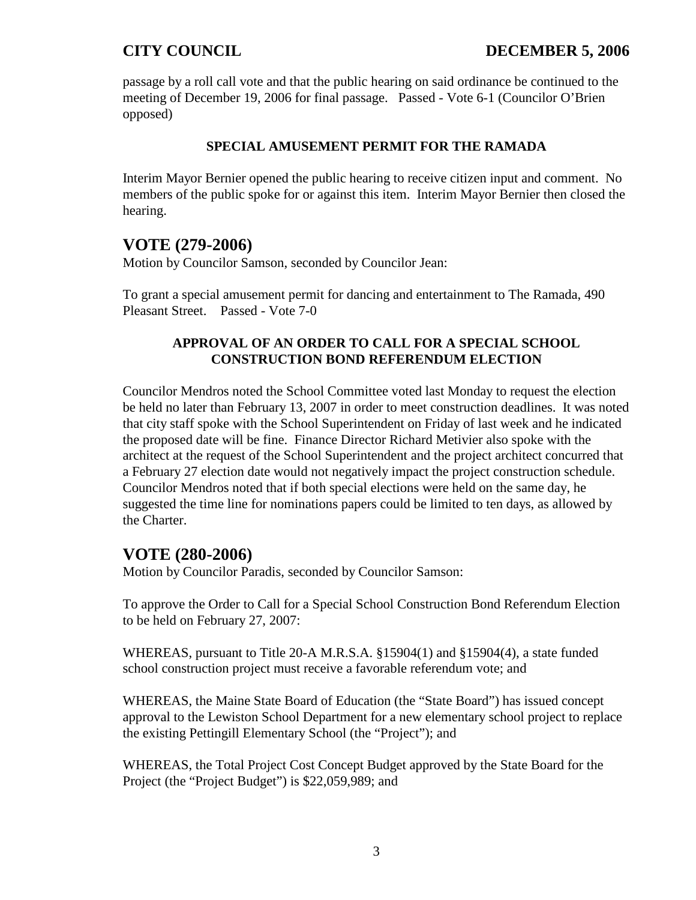passage by a roll call vote and that the public hearing on said ordinance be continued to the meeting of December 19, 2006 for final passage. Passed - Vote 6-1 (Councilor O'Brien opposed)

**SPECIAL AMUSEMENT PERMIT FOR THE RAMADA**

Interim Mayor Bernier opened the public hearing to receive citizen input and comment. No members of the public spoke for or against this item. Interim Mayor Bernier then closed the hearing.

## VOTE (279-2006)

Motion by Councilor Samson, seconded by Councilor Jean:

To grant a special amusement permit for dancing and entertainment to The Ramada, 490 Pleasant Street. Passed - Vote 7-0

**APPROVAL OF AN ORDER TO CALL FOR A SPECIAL SCHOOL CONSTRUCTION BOND REFERENDUM ELECTION**

Councilor Mendros noted the School Committee voted last Monday to request the election be held no later than February 13, 2007 in order to meet construction deadlines. It was noted that city staff spoke with the School Superintendent on Friday of last week and he indicated the proposed date will be fine. Finance Director Richard Metivier also spoke with the architect at the request of the School Superintendent and the project architect concurred that a February 27 election date would not negatively impact the project construction schedule. Councilor Mendros noted that if both special elections were held on the same day, he suggested the time line for nominations papers could be limited to ten days, as allowed by the Charter.

## VOTE (280-2006)

Motion by Councilor Paradis, seconded by Councilor Samson:

To approve the Order to Call for a Special School Construction Bond Referendum Election to be held on February 27, 2007:

WHEREAS, pursuant to Title 20-A M.R.S.A. §15904(1) and §15904(4), a state funded school construction project must receive a favorable referendum vote; and

WHEREAS, the Maine State Board of Education (the "State Board") has issued concept approval to the Lewiston School Department for a new elementary school project to replace the existing Pettingill Elementary School (the "Project"); and

WHEREAS, the Total Project Cost Concept Budget approved by the State Board for the Project (the "Project Budget") is $22,059,989; and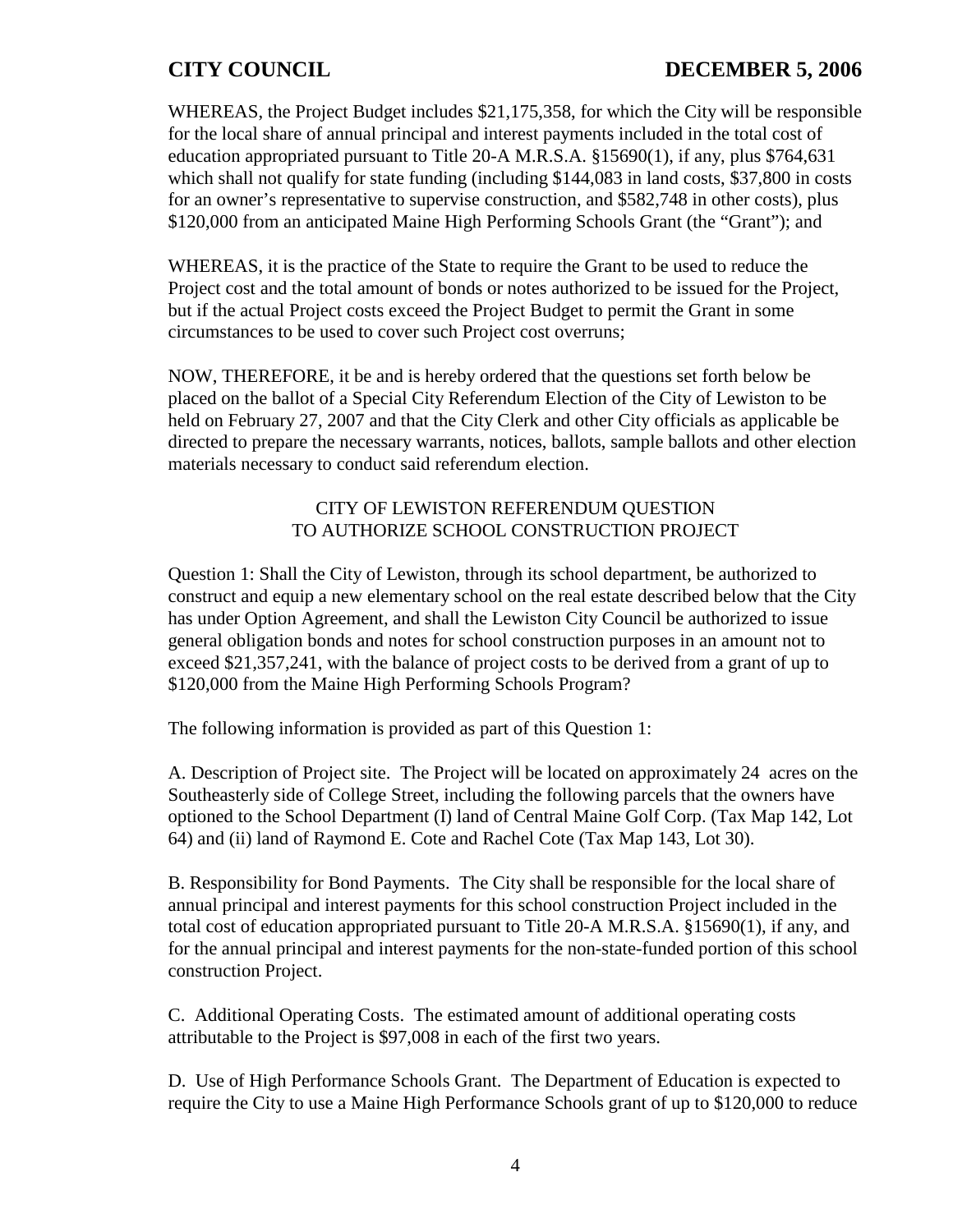WHEREAS, the Project Budget includes $21,175,358, for which the City will be responsible for the local share of annual principal and interest payments included in the total cost of education appropriated pursuant to Title 20-A M.R.S.A. §15690(1), if any, plus $764,631 which shall not qualify for state funding (including $144,083 in land costs, $37,800 in costs for an owner's representative to supervise construction, and $582,748 in other costs), plus $120,000 from an anticipated Maine High Performing Schools Grant (the "Grant"); and

WHEREAS, it is the practice of the State to require the Grant to be used to reduce the Project cost and the total amount of bonds or notes authorized to be issued for the Project, but if the actual Project costs exceed the Project Budget to permit the Grant in some circumstances to be used to cover such Project cost overruns;

NOW, THEREFORE, it be and is hereby ordered that the questions set forth below be placed on the ballot of a Special City Referendum Election of the City of Lewiston to be held on February 27, 2007 and that the City Clerk and other City officials as applicable be directed to prepare the necessary warrants, notices, ballots, sample ballots and other election materials necessary to conduct said referendum election.

CITY OF LEWISTON REFERENDUM QUESTION
TO AUTHORIZE SCHOOL CONSTRUCTION PROJECT

Question 1: Shall the City of Lewiston, through its school department, be authorized to construct and equip a new elementary school on the real estate described below that the City has under Option Agreement, and shall the Lewiston City Council be authorized to issue general obligation bonds and notes for school construction purposes in an amount not to exceed $21,357,241, with the balance of project costs to be derived from a grant of up to $120,000 from the Maine High Performing Schools Program?

The following information is provided as part of this Question 1:

A. Description of Project site. The Project will be located on approximately 24 acres on the Southeasterly side of College Street, including the following parcels that the owners have optioned to the School Department (I) land of Central Maine Golf Corp. (Tax Map 142, Lot 64) and (ii) land of Raymond E. Cote and Rachel Cote (Tax Map 143, Lot 30).

B. Responsibility for Bond Payments. The City shall be responsible for the local share of annual principal and interest payments for this school construction Project included in the total cost of education appropriated pursuant to Title 20-A M.R.S.A. §15690(1), if any, and for the annual principal and interest payments for the non-state-funded portion of this school construction Project.

C. Additional Operating Costs. The estimated amount of additional operating costs attributable to the Project is $97,008 in each of the first two years.

D. Use of High Performance Schools Grant. The Department of Education is expected to require the City to use a Maine High Performance Schools grant of up to $120,000 to reduce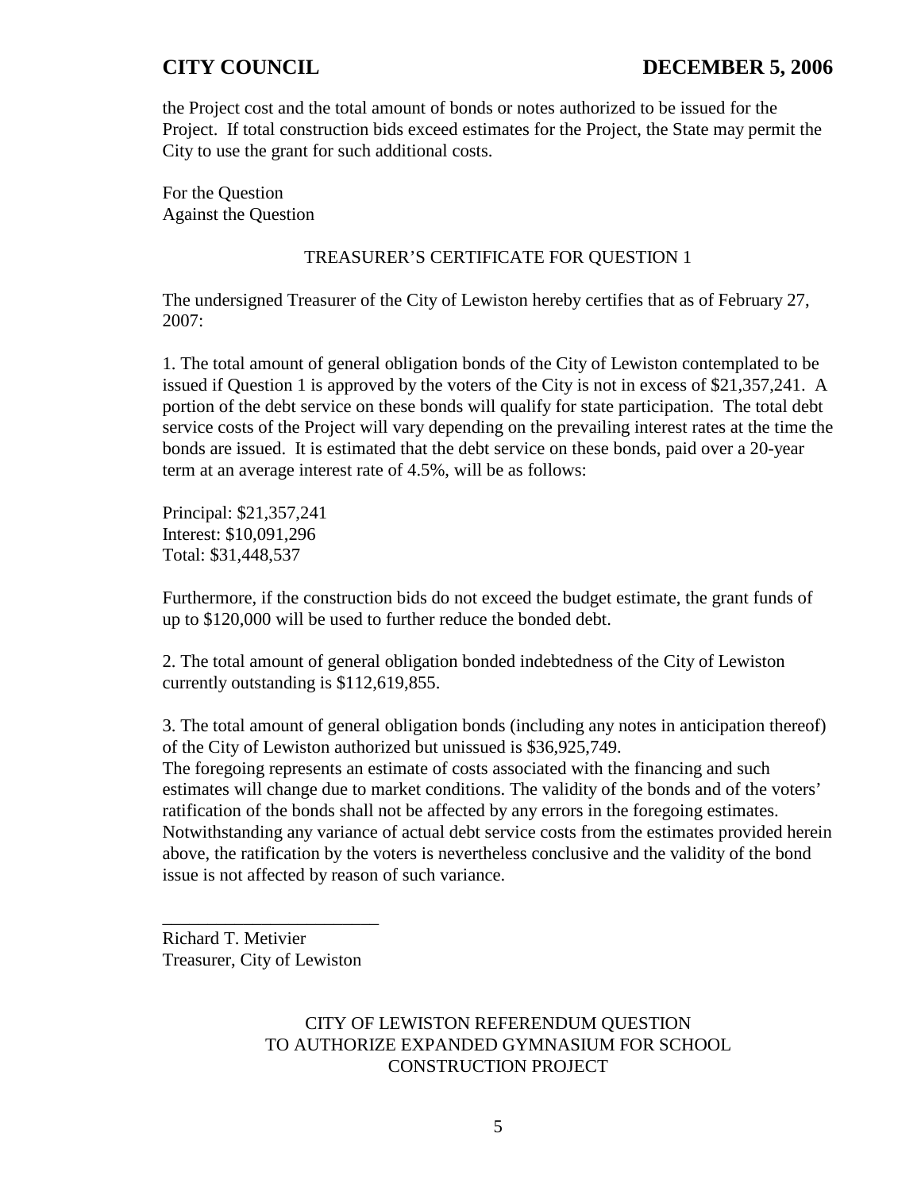the Project cost and the total amount of bonds or notes authorized to be issued for the Project. If total construction bids exceed estimates for the Project, the State may permit the City to use the grant for such additional costs.

For the Question
Against the Question

TREASURER'S CERTIFICATE FOR QUESTION 1

The undersigned Treasurer of the City of Lewiston hereby certifies that as of February 27, 2007:

1. The total amount of general obligation bonds of the City of Lewiston contemplated to be issued if Question 1 is approved by the voters of the City is not in excess of $21,357,241. A portion of the debt service on these bonds will qualify for state participation. The total debt service costs of the Project will vary depending on the prevailing interest rates at the time the bonds are issued. It is estimated that the debt service on these bonds, paid over a 20-year term at an average interest rate of 4.5%, will be as follows:

Principal: $21,357,241
Interest: $10,091,296
Total: $31,448,537

Furthermore, if the construction bids do not exceed the budget estimate, the grant funds of up to $120,000 will be used to further reduce the bonded debt.

2. The total amount of general obligation bonded indebtedness of the City of Lewiston currently outstanding is $112,619,855.

3. The total amount of general obligation bonds (including any notes in anticipation thereof) of the City of Lewiston authorized but unissued is $36,925,749.
The foregoing represents an estimate of costs associated with the financing and such estimates will change due to market conditions. The validity of the bonds and of the voters' ratification of the bonds shall not be affected by any errors in the foregoing estimates. Notwithstanding any variance of actual debt service costs from the estimates provided herein above, the ratification by the voters is nevertheless conclusive and the validity of the bond issue is not affected by reason of such variance.

\_\_\_\_\_\_\_\_\_\_\_\_\_\_\_\_\_\_\_\_\_\_\_\_
Richard T. Metivier
Treasurer, City of Lewiston

CITY OF LEWISTON REFERENDUM QUESTION
TO AUTHORIZE EXPANDED GYMNASIUM FOR SCHOOL
CONSTRUCTION PROJECT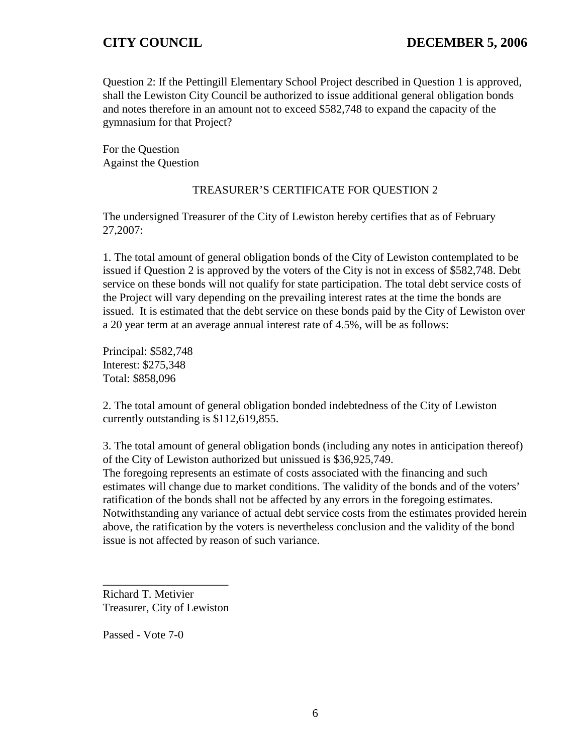Question 2: If the Pettingill Elementary School Project described in Question 1 is approved, shall the Lewiston City Council be authorized to issue additional general obligation bonds and notes therefore in an amount not to exceed $582,748 to expand the capacity of the gymnasium for that Project?

For the Question
Against the Question

TREASURER'S CERTIFICATE FOR QUESTION 2

The undersigned Treasurer of the City of Lewiston hereby certifies that as of February 27,2007:

1. The total amount of general obligation bonds of the City of Lewiston contemplated to be issued if Question 2 is approved by the voters of the City is not in excess of $582,748. Debt service on these bonds will not qualify for state participation. The total debt service costs of the Project will vary depending on the prevailing interest rates at the time the bonds are issued. It is estimated that the debt service on these bonds paid by the City of Lewiston over a 20 year term at an average annual interest rate of 4.5%, will be as follows:

Principal: $582,748
Interest: $275,348
Total: $858,096

2. The total amount of general obligation bonded indebtedness of the City of Lewiston currently outstanding is $112,619,855.

3. The total amount of general obligation bonds (including any notes in anticipation thereof) of the City of Lewiston authorized but unissued is $36,925,749.
The foregoing represents an estimate of costs associated with the financing and such estimates will change due to market conditions. The validity of the bonds and of the voters' ratification of the bonds shall not be affected by any errors in the foregoing estimates. Notwithstanding any variance of actual debt service costs from the estimates provided herein above, the ratification by the voters is nevertheless conclusion and the validity of the bond issue is not affected by reason of such variance.

______________________
Richard T. Metivier
Treasurer, City of Lewiston

Passed - Vote 7-0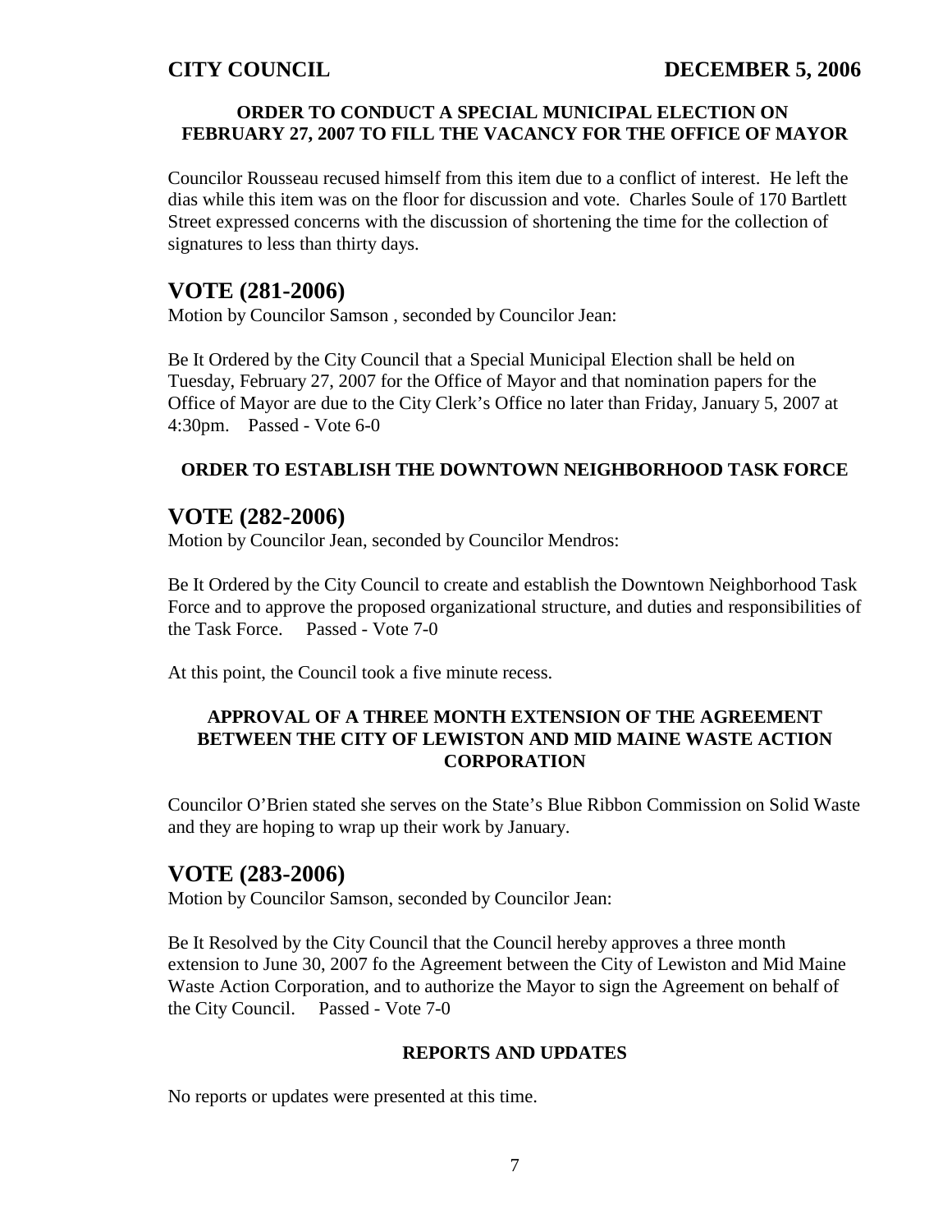**ORDER TO CONDUCT A SPECIAL MUNICIPAL ELECTION ON FEBRUARY 27, 2007 TO FILL THE VACANCY FOR THE OFFICE OF MAYOR**

Councilor Rousseau recused himself from this item due to a conflict of interest. He left the dias while this item was on the floor for discussion and vote. Charles Soule of 170 Bartlett Street expressed concerns with the discussion of shortening the time for the collection of signatures to less than thirty days.

## VOTE (281-2006)

Motion by Councilor Samson , seconded by Councilor Jean:

Be It Ordered by the City Council that a Special Municipal Election shall be held on Tuesday, February 27, 2007 for the Office of Mayor and that nomination papers for the Office of Mayor are due to the City Clerk's Office no later than Friday, January 5, 2007 at 4:30pm. Passed - Vote 6-0

**ORDER TO ESTABLISH THE DOWNTOWN NEIGHBORHOOD TASK FORCE**

## VOTE (282-2006)

Motion by Councilor Jean, seconded by Councilor Mendros:

Be It Ordered by the City Council to create and establish the Downtown Neighborhood Task Force and to approve the proposed organizational structure, and duties and responsibilities of the Task Force. Passed - Vote 7-0

At this point, the Council took a five minute recess.

**APPROVAL OF A THREE MONTH EXTENSION OF THE AGREEMENT BETWEEN THE CITY OF LEWISTON AND MID MAINE WASTE ACTION CORPORATION**

Councilor O'Brien stated she serves on the State's Blue Ribbon Commission on Solid Waste and they are hoping to wrap up their work by January.

## VOTE (283-2006)

Motion by Councilor Samson, seconded by Councilor Jean:

Be It Resolved by the City Council that the Council hereby approves a three month extension to June 30, 2007 fo the Agreement between the City of Lewiston and Mid Maine Waste Action Corporation, and to authorize the Mayor to sign the Agreement on behalf of the City Council. Passed - Vote 7-0

**REPORTS AND UPDATES**

No reports or updates were presented at this time.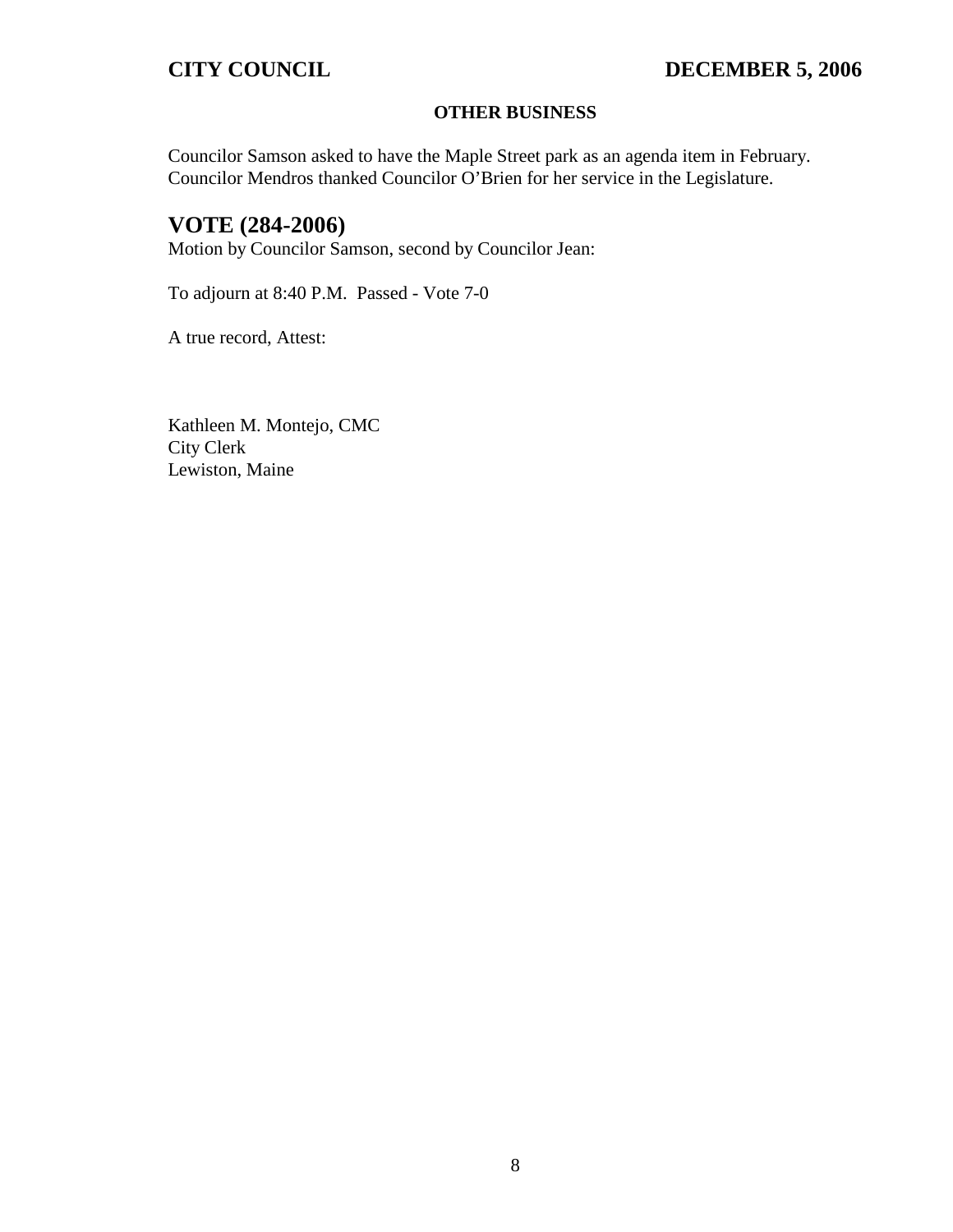**OTHER BUSINESS**

Councilor Samson asked to have the Maple Street park as an agenda item in February.
Councilor Mendros thanked Councilor O'Brien for her service in the Legislature.

## VOTE (284-2006)

Motion by Councilor Samson, second by Councilor Jean:

To adjourn at 8:40 P.M. Passed - Vote 7-0

A true record, Attest:

Kathleen M. Montejo, CMC
City Clerk
Lewiston, Maine